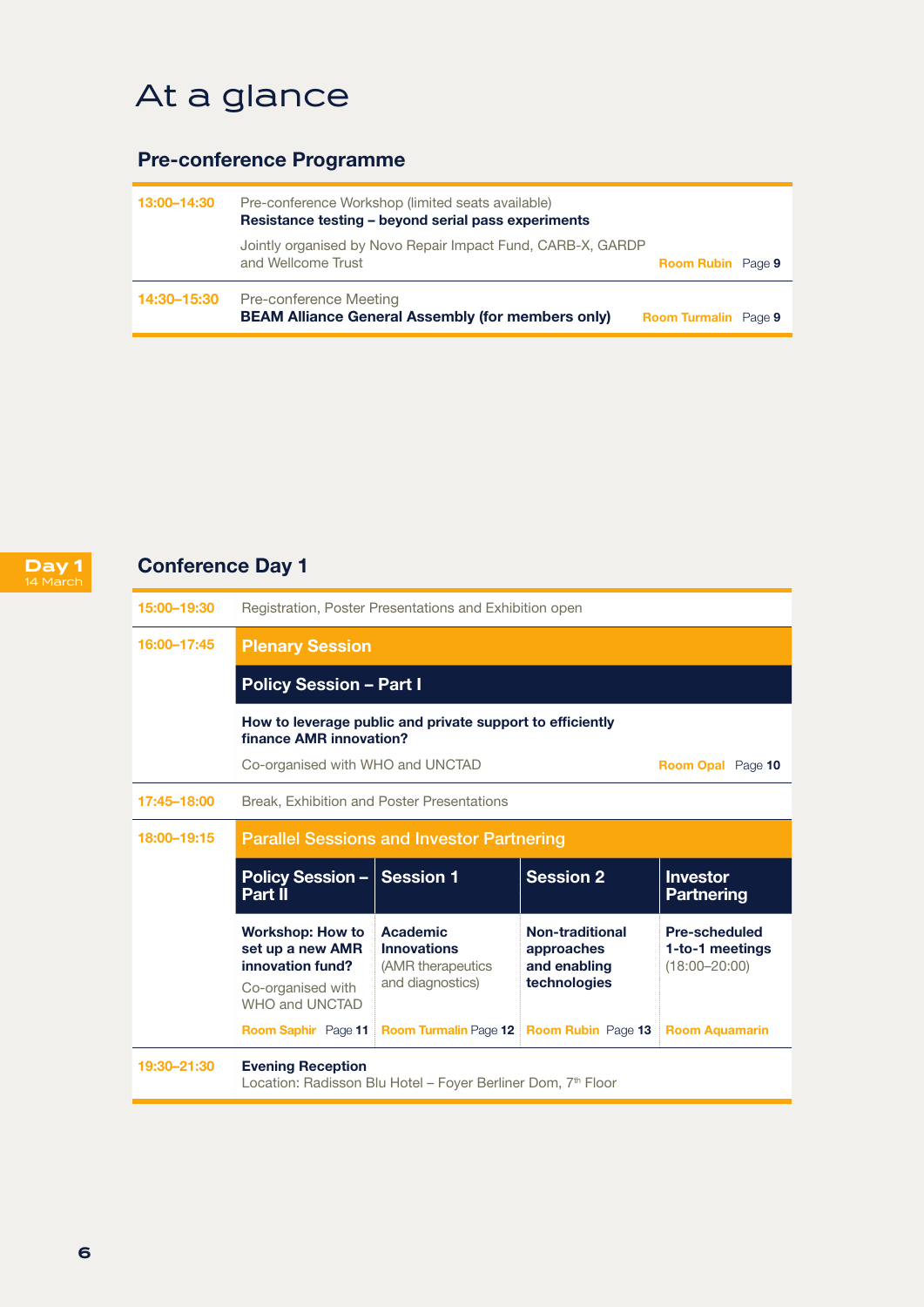# At a glance

## Pre-conference Programme

| Time | Programme | Room | Page |
|---|---|---|---|
| 13:00–14:30 | Pre-conference Workshop (limited seats available)<br>**Resistance testing – beyond serial pass experiments**<br>Jointly organised by Novo Repair Impact Fund, CARB-X, GARDP and Wellcome Trust | Room Rubin | Page **9** |
| 14:30–15:30 | Pre-conference Meeting<br>**BEAM Alliance General Assembly (for members only)** | Room Turmalin | Page **9** |

Day 1
14 March

## Conference Day 1

**15:00–19:30** Registration, Poster Presentations and Exhibition open

**16:00–17:45** **Plenary Session**

**Policy Session – Part I**

**How to leverage public and private support to efficiently finance AMR innovation?**

Co-organised with WHO and UNCTAD — Room Opal, Page **10**

**17:45–18:00** Break, Exhibition and Poster Presentations

**18:00–19:15** **Parallel Sessions and Investor Partnering**

| Policy Session – Part II | Session 1 | Session 2 | Investor Partnering |
|---|---|---|---|
| **Workshop: How to set up a new AMR innovation fund?**<br>Co-organised with WHO and UNCTAD | **Academic Innovations**<br>(AMR therapeutics and diagnostics) | **Non-traditional approaches and enabling technologies** | **Pre-scheduled 1-to-1 meetings**<br>(18:00–20:00) |
| Room Saphir Page **11** | Room Turmalin Page **12** | Room Rubin Page **13** | Room Aquamarin |

**19:30–21:30** **Evening Reception**
Location: Radisson Blu Hotel – Foyer Berliner Dom, 7th Floor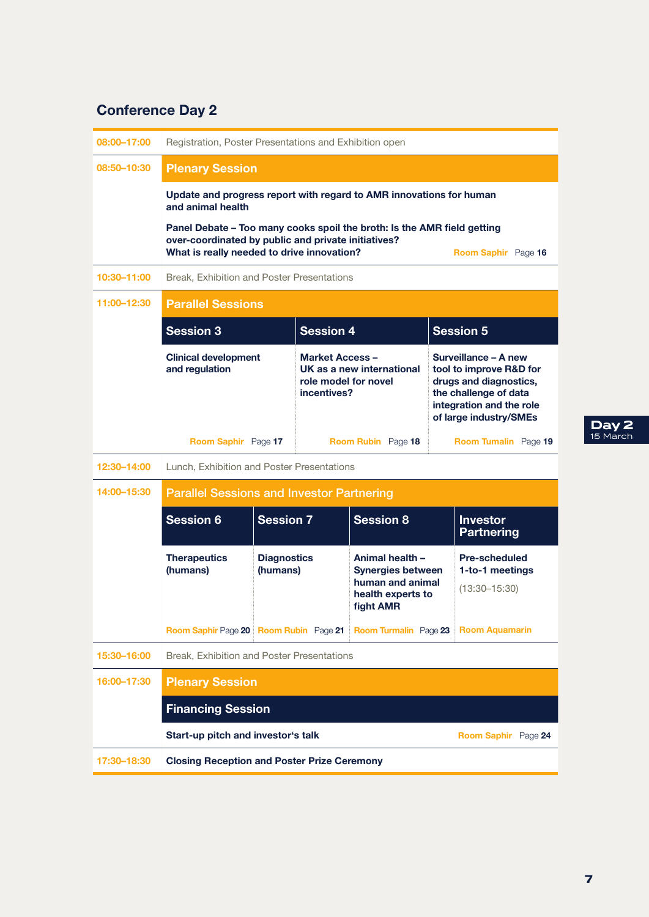## Conference Day 2

| | |
|---|---|
| 08:00–17:00 | Registration, Poster Presentations and Exhibition open |
| 08:50–10:30 | **Plenary Session** |

**Update and progress report with regard to AMR innovations for human and animal health**

**Panel Debate – Too many cooks spoil the broth: Is the AMR field getting over-coordinated by public and private initiatives? What is really needed to drive innovation?**

Room Saphir Page **16**

| | |
|---|---|
| 10:30–11:00 | Break, Exhibition and Poster Presentations |
| 11:00–12:30 | **Parallel Sessions** |

| Session 3 | Session 4 | Session 5 |
|---|---|---|
| **Clinical development and regulation** | **Market Access – UK as a new international role model for novel incentives?** | **Surveillance – A new tool to improve R&D for drugs and diagnostics, the challenge of data integration and the role of large industry/SMEs** |
| Room Saphir Page **17** | Room Rubin Page **18** | Room Tumalin Page **19** |

| | |
|---|---|
| 12:30–14:00 | Lunch, Exhibition and Poster Presentations |
| 14:00–15:30 | **Parallel Sessions and Investor Partnering** |

| Session 6 | Session 7 | Session 8 | Investor Partnering |
|---|---|---|---|
| **Therapeutics (humans)** | **Diagnostics (humans)** | **Animal health – Synergies between human and animal health experts to fight AMR** | **Pre-scheduled 1-to-1 meetings** (13:30–15:30) |
| Room Saphir Page **20** | Room Rubin Page **21** | Room Turmalin Page **23** | Room Aquamarin |

| | |
|---|---|
| 15:30–16:00 | Break, Exhibition and Poster Presentations |
| 16:00–17:30 | **Plenary Session** |

**Financing Session**

**Start-up pitch and investor's talk** Room Saphir Page **24**

| | |
|---|---|
| 17:30–18:30 | **Closing Reception and Poster Prize Ceremony** |

Day 2
15 March